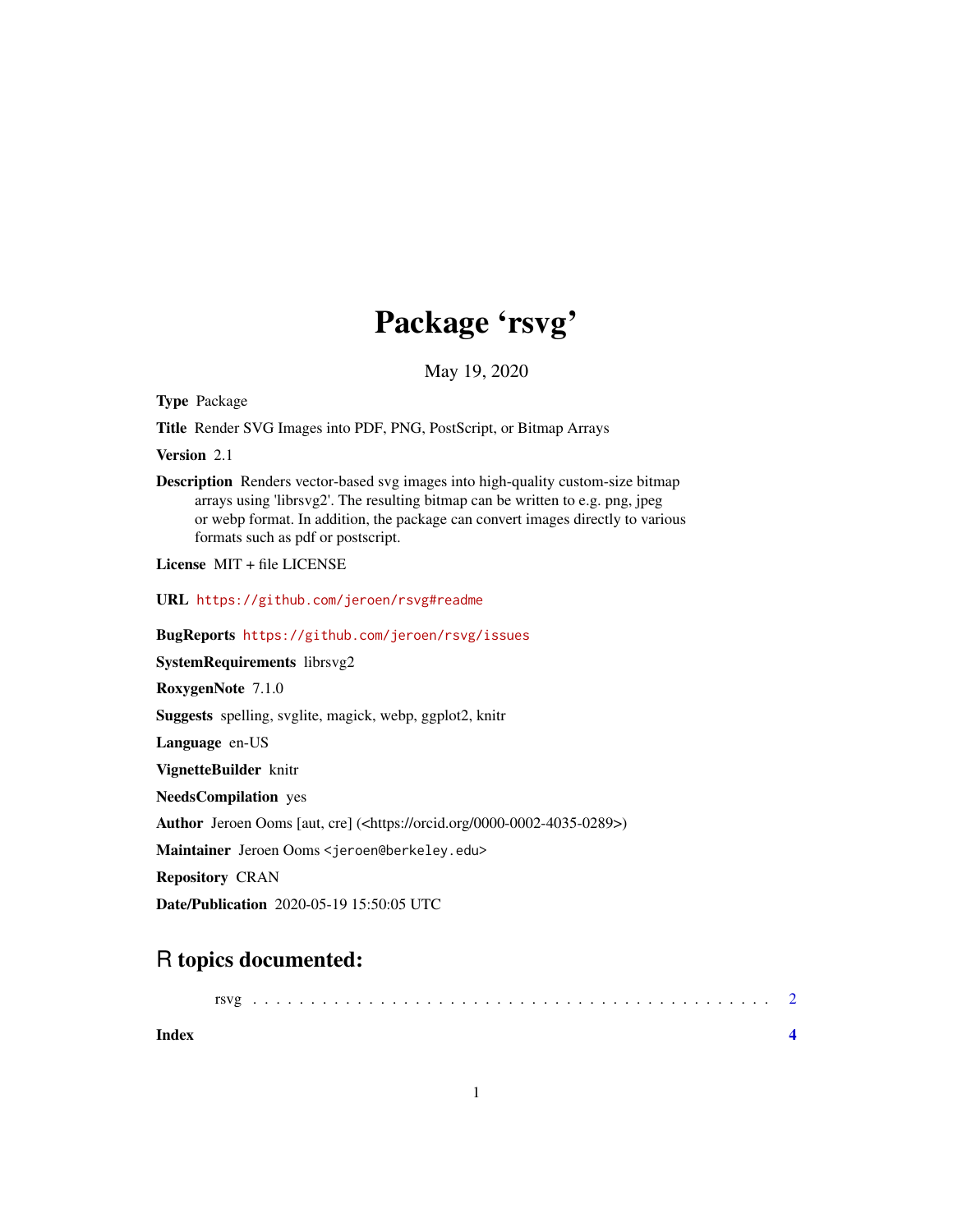# Package 'rsvg'

May 19, 2020

**Type** Package

**Title** Render SVG Images into PDF, PNG, PostScript, or Bitmap Arrays

**Version** 2.1

**Description** Renders vector-based svg images into high-quality custom-size bitmap arrays using 'librsvg2'. The resulting bitmap can be written to e.g. png, jpeg or webp format. In addition, the package can convert images directly to various formats such as pdf or postscript.

**License** MIT + file LICENSE

**URL** https://github.com/jeroen/rsvg#readme

**BugReports** https://github.com/jeroen/rsvg/issues

**SystemRequirements** librsvg2

**RoxygenNote** 7.1.0

**Suggests** spelling, svglite, magick, webp, ggplot2, knitr

**Language** en-US

**VignetteBuilder** knitr

**NeedsCompilation** yes

**Author** Jeroen Ooms [aut, cre] (<https://orcid.org/0000-0002-4035-0289>)

**Maintainer** Jeroen Ooms <jeroen@berkeley.edu>

**Repository** CRAN

**Date/Publication** 2020-05-19 15:50:05 UTC

## R topics documented:

rsvg . . . . . . . . . . . . . . . . . . . . . . . . . . . . . . . . . . . . . . . . . . 2

**Index** **4**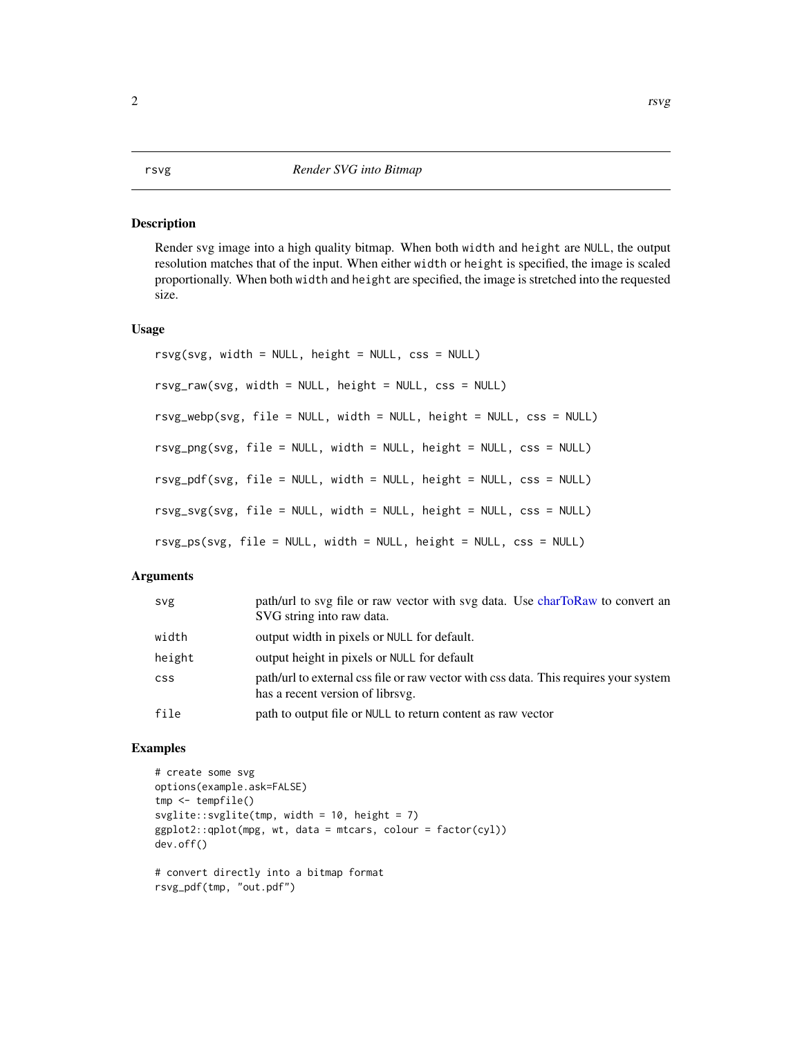## rsvg — *Render SVG into Bitmap*

### Description

Render svg image into a high quality bitmap. When both `width` and `height` are `NULL`, the output resolution matches that of the input. When either `width` or `height` is specified, the image is scaled proportionally. When both `width` and `height` are specified, the image is stretched into the requested size.

### Usage

```
rsvg(svg, width = NULL, height = NULL, css = NULL)

rsvg_raw(svg, width = NULL, height = NULL, css = NULL)

rsvg_webp(svg, file = NULL, width = NULL, height = NULL, css = NULL)

rsvg_png(svg, file = NULL, width = NULL, height = NULL, css = NULL)

rsvg_pdf(svg, file = NULL, width = NULL, height = NULL, css = NULL)

rsvg_svg(svg, file = NULL, width = NULL, height = NULL, css = NULL)

rsvg_ps(svg, file = NULL, width = NULL, height = NULL, css = NULL)
```

### Arguments

| | |
|---|---|
| `svg` | path/url to svg file or raw vector with svg data. Use charToRaw to convert an SVG string into raw data. |
| `width` | output width in pixels or `NULL` for default. |
| `height` | output height in pixels or `NULL` for default |
| `css` | path/url to external css file or raw vector with css data. This requires your system has a recent version of librsvg. |
| `file` | path to output file or `NULL` to return content as raw vector |

### Examples

```
# create some svg
options(example.ask=FALSE)
tmp <- tempfile()
svglite::svglite(tmp, width = 10, height = 7)
ggplot2::qplot(mpg, wt, data = mtcars, colour = factor(cyl))
dev.off()

# convert directly into a bitmap format
rsvg_pdf(tmp, "out.pdf")
```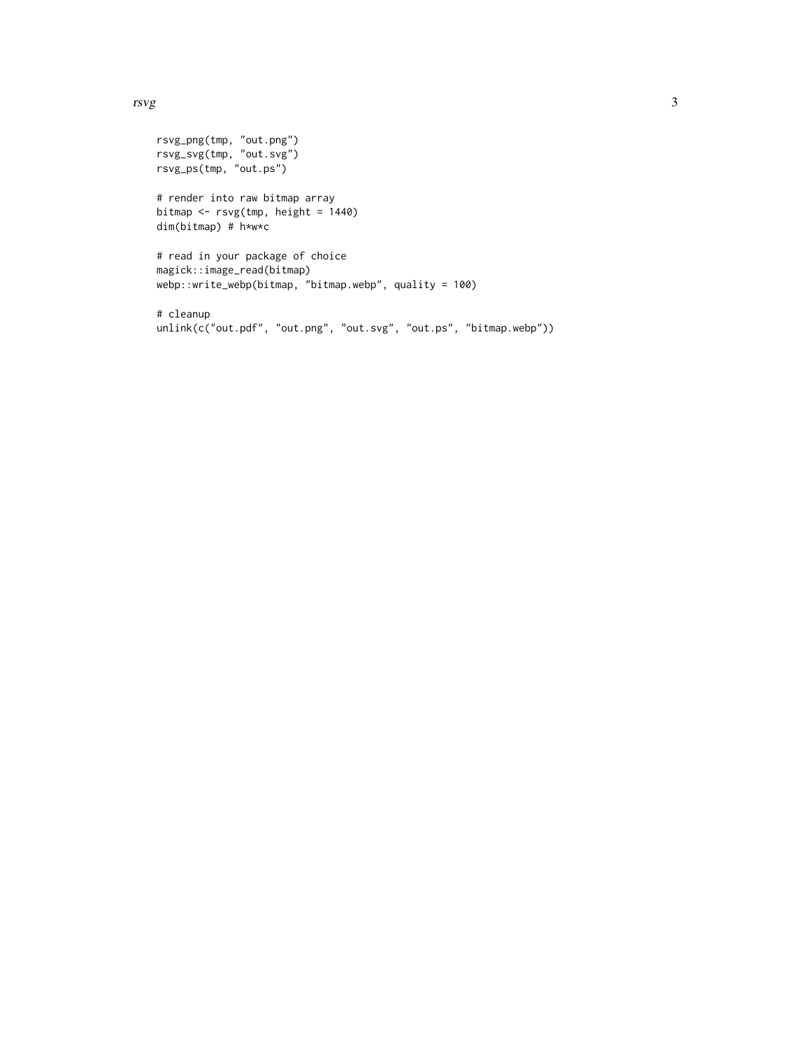```r
rsvg_png(tmp, "out.png")
rsvg_svg(tmp, "out.svg")
rsvg_ps(tmp, "out.ps")

# render into raw bitmap array
bitmap <- rsvg(tmp, height = 1440)
dim(bitmap) # h*w*c

# read in your package of choice
magick::image_read(bitmap)
webp::write_webp(bitmap, "bitmap.webp", quality = 100)

# cleanup
unlink(c("out.pdf", "out.png", "out.svg", "out.ps", "bitmap.webp"))
```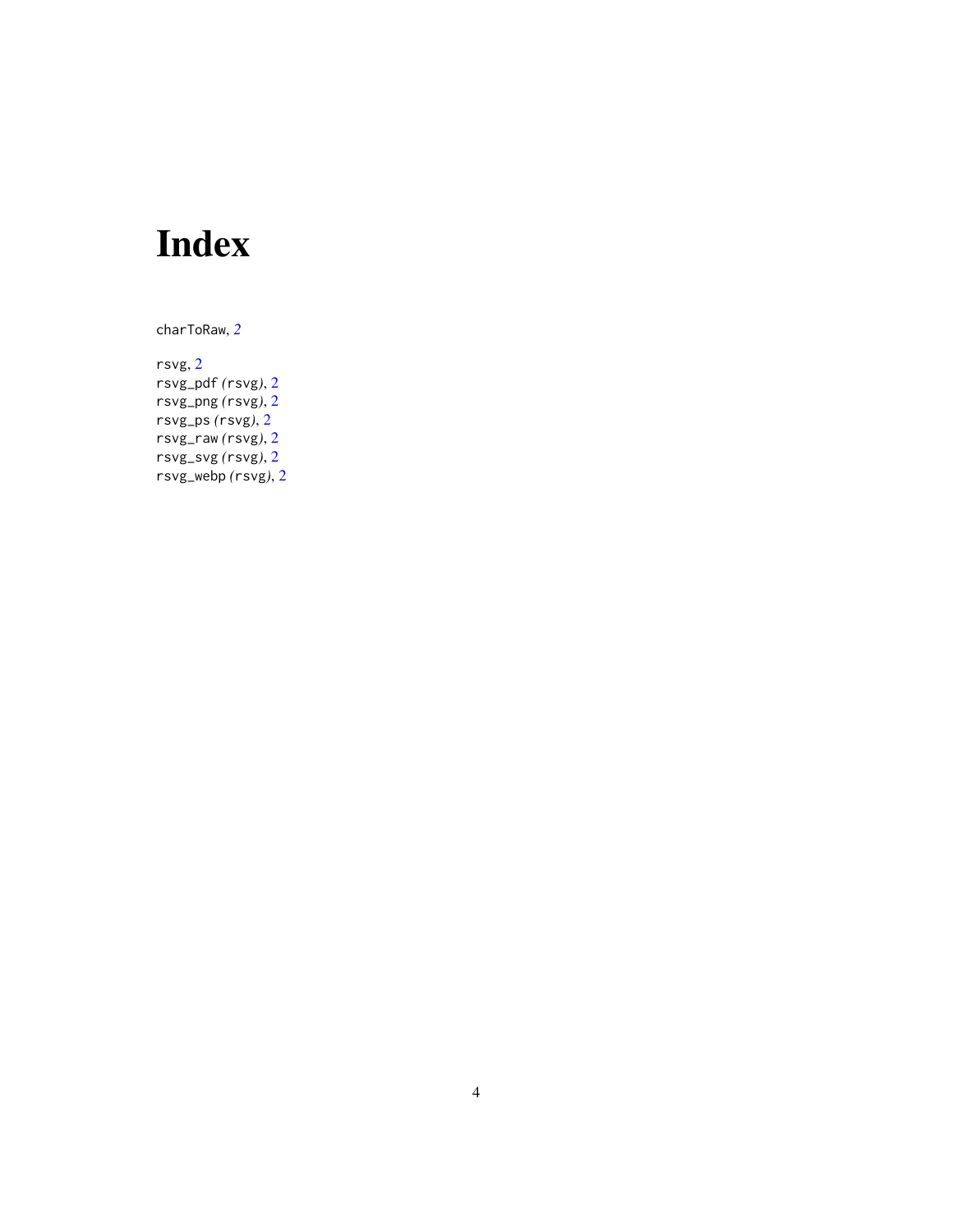# Index

charToRaw, *2*

rsvg, 2
rsvg_pdf *(rsvg)*, 2
rsvg_png *(rsvg)*, 2
rsvg_ps *(rsvg)*, 2
rsvg_raw *(rsvg)*, 2
rsvg_svg *(rsvg)*, 2
rsvg_webp *(rsvg)*, 2